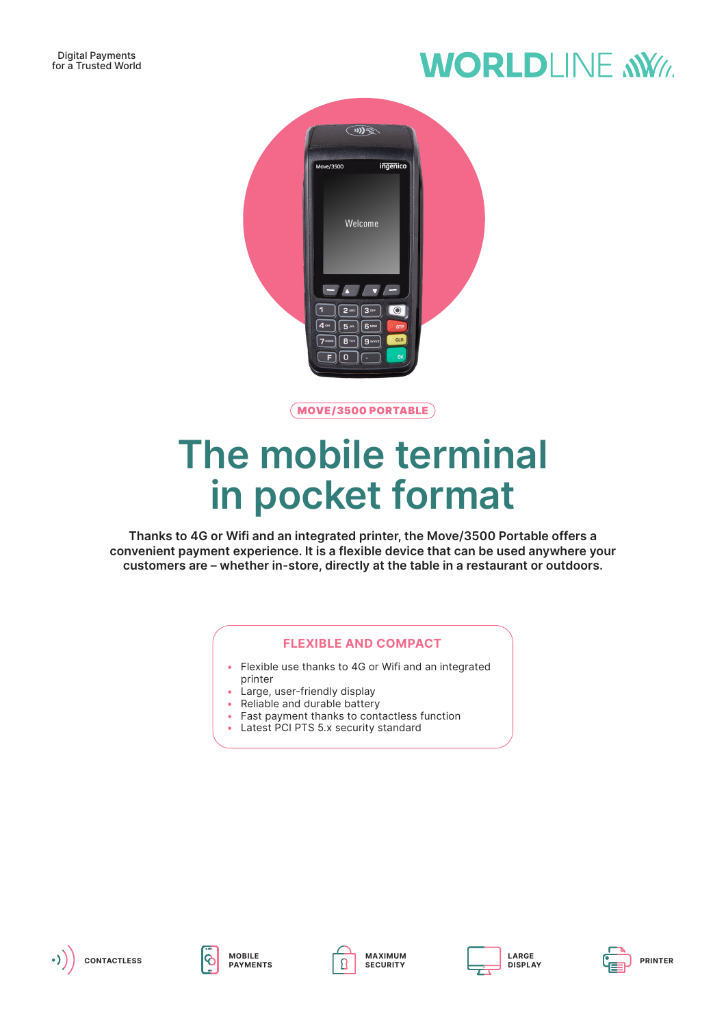Digital Payments
for a Trusted World

WORLDLINE

MOVE/3500 PORTABLE

# The mobile terminal in pocket format

**Thanks to 4G or Wifi and an integrated printer, the Move/3500 Portable offers a convenient payment experience. It is a flexible device that can be used anywhere your customers are – whether in-store, directly at the table in a restaurant or outdoors.**

## FLEXIBLE AND COMPACT

- Flexible use thanks to 4G or Wifi and an integrated printer
- Large, user-friendly display
- Reliable and durable battery
- Fast payment thanks to contactless function
- Latest PCI PTS 5.x security standard

CONTACTLESS | MOBILE PAYMENTS | MAXIMUM SECURITY | LARGE DISPLAY | PRINTER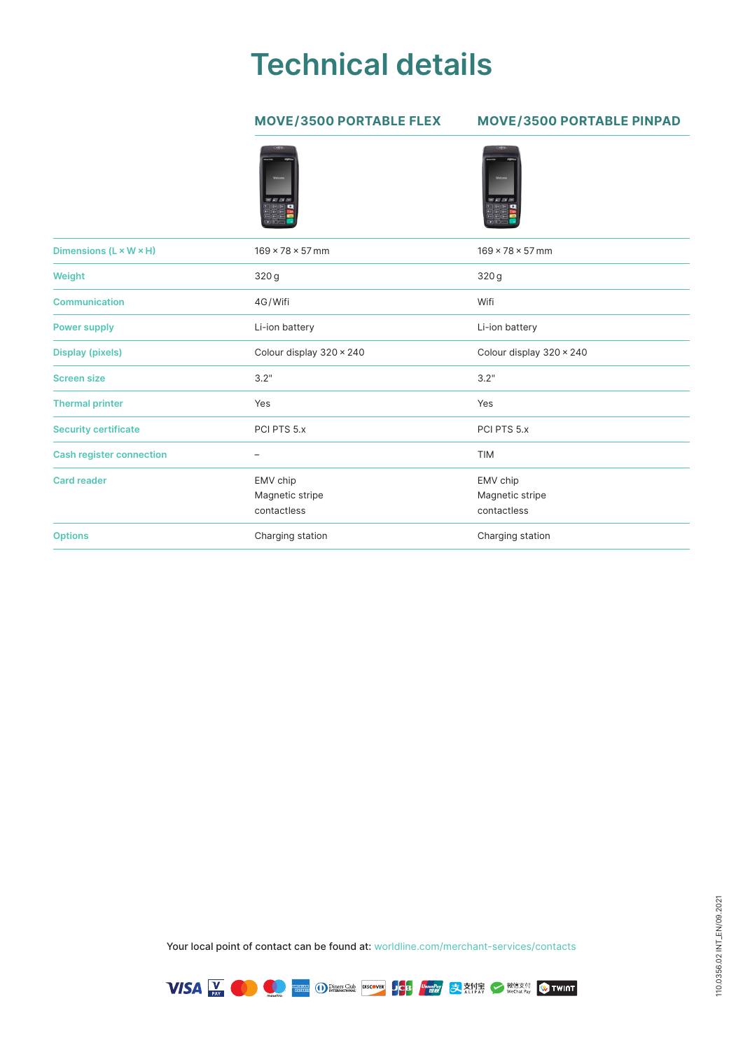# Technical details

| | MOVE/3500 PORTABLE FLEX | MOVE/3500 PORTABLE PINPAD |
|---|---|---|
| Dimensions (L × W × H) | 169 × 78 × 57 mm | 169 × 78 × 57 mm |
| Weight | 320 g | 320 g |
| Communication | 4G / Wifi | Wifi |
| Power supply | Li-ion battery | Li-ion battery |
| Display (pixels) | Colour display 320 × 240 | Colour display 320 × 240 |
| Screen size | 3.2" | 3.2" |
| Thermal printer | Yes | Yes |
| Security certificate | PCI PTS 5.x | PCI PTS 5.x |
| Cash register connection | – | TIM |
| Card reader | EMV chip<br>Magnetic stripe<br>contactless | EMV chip<br>Magnetic stripe<br>contactless |
| Options | Charging station | Charging station |

Your local point of contact can be found at: worldline.com/merchant-services/contacts

110.0356.02 INT_EN/09.2021